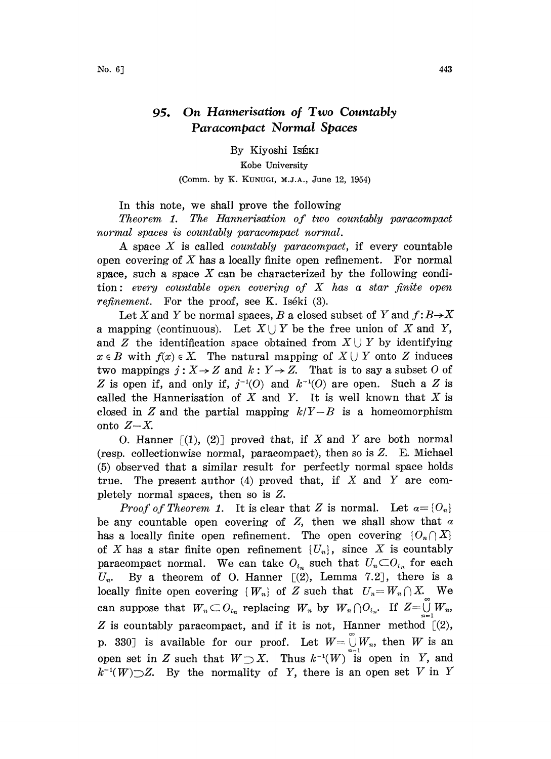# 95. *On Hannerisation of Two Countably Paracompact Normal Spaces*

By Kiyoshi Iséki

Kobe University

(Comm. by K. Kunugi, M.J.A., June 12, 1954)

In this note, we shall prove the following

*Theorem 1. The Hannerisation of two countably paracompact normal spaces is countably paracompact normal.*

A space $X$ is called *countably paracompact*, if every countable open covering of $X$ has a locally finite open refinement. For normal space, such a space $X$ can be characterized by the following condition: *every countable open covering of $X$ has a star finite open refinement.* For the proof, see K. Iséki (3).

Let $X$ and $Y$ be normal spaces, $B$ a closed subset of $Y$ and $f: B \to X$ a mapping (continuous). Let $X \cup Y$ be the free union of $X$ and $Y$, and $Z$ the identification space obtained from $X \cup Y$ by identifying $x \in B$ with $f(x) \in X$. The natural mapping of $X \cup Y$ onto $Z$ induces two mappings $j: X \to Z$ and $k: Y \to Z$. That is to say a subset $O$ of $Z$ is open if, and only if, $j^{-1}(O)$ and $k^{-1}(O)$ are open. Such a $Z$ is called the Hannerisation of $X$ and $Y$. It is well known that $X$ is closed in $Z$ and the partial mapping $k/Y-B$ is a homeomorphism onto $Z-X$.

O. Hanner [(1), (2)] proved that, if $X$ and $Y$ are both normal (resp. collectionwise normal, paracompact), then so is $Z$. E. Michael (5) observed that a similar result for perfectly normal space holds true. The present author (4) proved that, if $X$ and $Y$ are completely normal spaces, then so is $Z$.

*Proof of Theorem 1.* It is clear that $Z$ is normal. Let $\alpha = \{O_n\}$ be any countable open covering of $Z$, then we shall show that $\alpha$ has a locally finite open refinement. The open covering $\{O_n \cap X\}$ of $X$ has a star finite open refinement $\{U_n\}$, since $X$ is countably paracompact normal. We can take $O_{i_n}$ such that $U_n \subset O_{i_n}$ for each $U_n$. By a theorem of O. Hanner [(2), Lemma 7.2], there is a locally finite open covering $\{W_n\}$ of $Z$ such that $U_n = W_n \cap X$. We can suppose that $W_n \subset O_{i_n}$ replacing $W_n$ by $W_n \cap O_{i_n}$. If $Z = \bigcup_{n=1}^{\infty} W_n$, $Z$ is countably paracompact, and if it is not, Hanner method [(2), p. 330] is available for our proof. Let $W = \bigcup_{n=1}^{\infty} W_n$, then $W$ is an open set in $Z$ such that $W \supset X$. Thus $k^{-1}(W)$ is open in $Y$, and $k^{-1}(W) \supset Z$. By the normality of $Y$, there is an open set $V$ in $Y$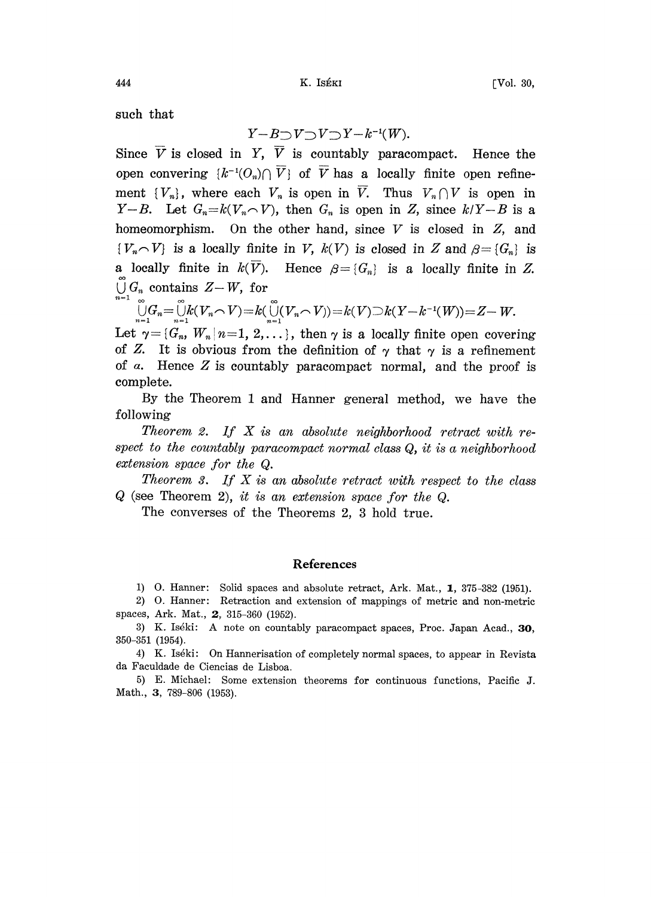such that

$$Y-B \supset \overline{V} \supset V \supset Y-k^{-1}(W).$$

Since $\overline{V}$ is closed in $Y$, $\overline{V}$ is countably paracompact. Hence the open convering $\{k^{-1}(O_n) \cap \overline{V}\}$ of $\overline{V}$ has a locally finite open refinement $\{V_n\}$, where each $V_n$ is open in $\overline{V}$. Thus $V_n \cap V$ is open in $Y-B$. Let $G_n = k(V_n \frown V)$, then $G_n$ is open in $Z$, since $k/Y-B$ is a homeomorphism. On the other hand, since $V$ is closed in $Z$, and $\{V_n \frown V\}$ is a locally finite in $V$, $k(V)$ is closed in $Z$ and $\beta = \{G_n\}$ is a locally finite in $k(\overline{V})$. Hence $\beta = \{G_n\}$ is a locally finite in $Z$. $\bigcup_{n=1}^{\infty} G_n$ contains $Z-W$, for

$$\bigcup_{n=1}^{\infty} G_n = \bigcup_{n=1}^{\infty} k(V_n \frown V) = k(\bigcup_{n=1}^{\infty}(V_n \frown V)) = k(V) \supset k(Y-k^{-1}(W)) = Z-W.$$

Let $\gamma = \{G_n, W_n \mid n=1, 2, \dots\}$, then $\gamma$ is a locally finite open covering of $Z$. It is obvious from the definition of $\gamma$ that $\gamma$ is a refinement of $\alpha$. Hence $Z$ is countably paracompact normal, and the proof is complete.

By the Theorem 1 and Hanner general method, we have the following

*Theorem 2. If $X$ is an absolute neighborhood retract with respect to the countably paracompact normal class $Q$, it is a neighborhood extension space for the $Q$.*

*Theorem 3. If $X$ is an absolute retract with respect to the class $Q$* (see Theorem 2), *it is an extension space for the $Q$.*

The converses of the Theorems 2, 3 hold true.

## References

1) O. Hanner: Solid spaces and absolute retract, Ark. Mat., **1**, 375-382 (1951).

2) O. Hanner: Retraction and extension of mappings of metric and non-metric spaces, Ark. Mat., **2**, 315-360 (1952).

3) K. Iséki: A note on countably paracompact spaces, Proc. Japan Acad., **30**, 350-351 (1954).

4) K. Iséki: On Hannerisation of completely normal spaces, to appear in Revista da Faculdade de Ciencias de Lisboa.

5) E. Michael: Some extension theorems for continuous functions, Pacific J. Math., **3**, 789-806 (1953).